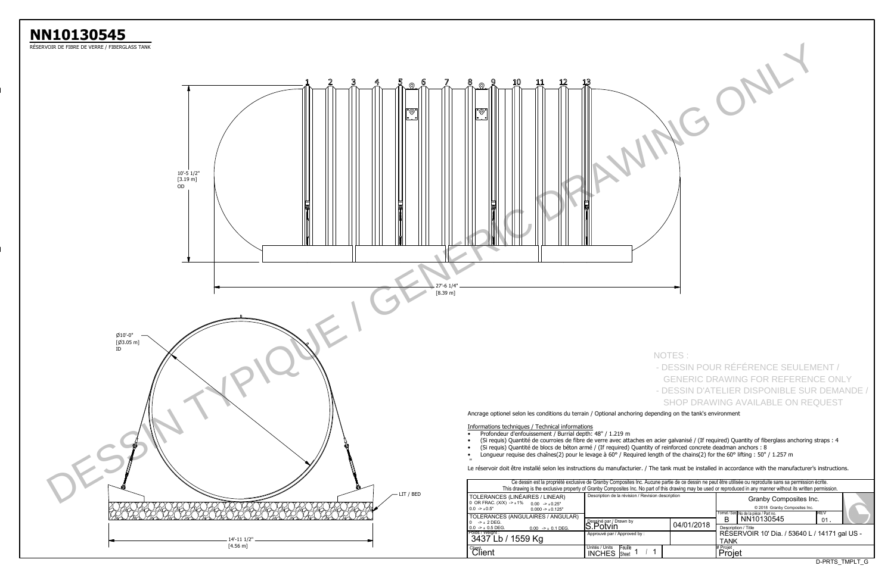# NN10130545

RÉSERVOIR DE FIBRE DE VERRE / FIBERGLASS TANK

1 2 3 4 5 6 7 8 9 10 11 12 13

10'-5 1/2"
[3.19 m]
OD

27'-6 1/4"
[8.39 m]

Ø10'-0"
[Ø3.05 m]
ID

LIT / BED

14'-11 1/2"
[4.56 m]

DESSIN TYPIQUE / GENERIC DRAWING ONLY

NOTES :
- DESSIN POUR RÉFÉRENCE SEULEMENT / GENERIC DRAWING FOR REFERENCE ONLY
- DESSIN D'ATELIER DISPONIBLE SUR DEMANDE / SHOP DRAWING AVAILABLE ON REQUEST

Ancrage optionel selon les conditions du terrain / Optional anchoring depending on the tank's environment

Informations techniques / Technical informations

- Profondeur d'enfouissement / Burrial depth: 48" / 1.219 m
- (Si requis) Quantité de courroies de fibre de verre avec attaches en acier galvanisé / (If required) Quantity of fiberglass anchoring straps : 4
- (Si requis) Quantité de blocs de béton armé / (If required) Quantity of reinforced concrete deadman anchors : 8
- Longueur requise des chaînes(2) pour le levage à 60° / Required length of the chains(2) for the 60° lifting : 50" / 1.257 m

"

Le réservoir doit être installé selon les instructions du manufacturier. / The tank must be installed in accordance with the manufacturer's instructions.

Ce dessin est la propriété exclusive de Granby Composites Inc. Aucune partie de ce dessin ne peut être utilisée ou reproduite sans sa permission écrite.
This drawing is the exclusive property of Granby Composites Inc. No part of this drawing may be used or reproduced in any manner without its written permission.

| TOLERANCES (LINÉAIRES / LINEAR) 0 OR FRAC. (X/X) -> ± 1% 0.00 -> ± 0.25" 0.0 -> ± 0.5" 0.000 -> ± 0.125" | Description de la révision / Revision description | | Granby Composites Inc. © 2018 Granby Composites Inc. |
|---|---|---|---|
| TOLERANCES (ANGULAIRES / ANGULAR) 0 -> ± 2 DEG. 0.0 -> ± 0.5 DEG. 0.00 -> ± 0.1 DEG. | Dessiné par / Drawn by S.Potvin | 04/01/2018 | Format / Size: B — No de la pièce / Part no.: NN10130545 — REV: 01 |
| Poids / Weight : 3437 Lb / 1559 Kg | Approuvé par / Approved by : | | Description / Title: RÉSERVOIR 10' Dia. / 53640 L / 14171 gal US - TANK |
| Client: Client | Unités / Units: INCHES — Feuille / Sheet: 1 / 1 | | # Projet: Projet |

D-PRTS_TMPLT_G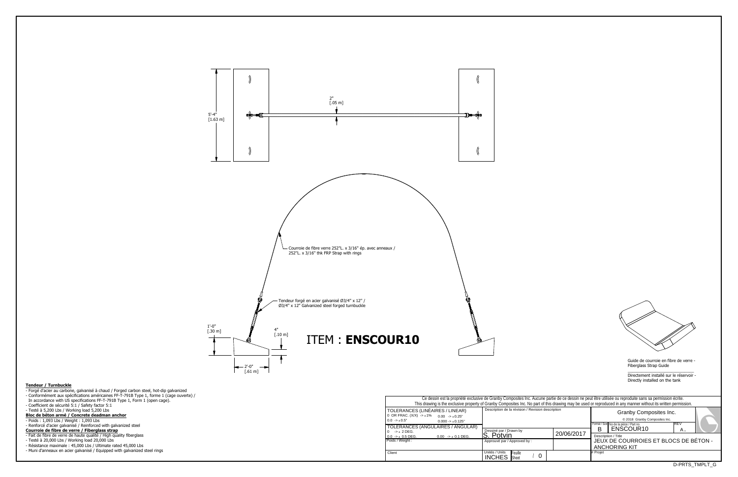5'-4"
[1.63 m]

2"
[.05 m]

Courroie de fibre verre 252"L. x 3/16" ép. avec anneaux /
252"L. x 3/16" thk FRP Strap with rings

Tendeur forgé en acier galvanisé Ø3/4" x 12" /
Ø3/4" x 12" Galvanized steel forged turnbuckle

1'-0"
[.30 m]

4"
[.10 m]

2'-0"
[.61 m]

# ITEM : **ENSCOUR10**

Guide de courroie en fibre de verre -
Fiberglass Strap Guide

Directement installé sur le réservoir -
Directly installed on the tank

**Tendeur / Turnbuckle**

- Forgé d'acier au carbone, galvanisé à chaud / Forged carbon steel, hot-dip galvanized
- Conformément aux spécifications américaines FF-T-791B Type 1, forme 1 (cage ouverte) / In accordance with US specifications FF-T-791B Type 1, Form 1 (open cage).
- Coefficient de sécurité 5:1 / Safety factor 5:1
- Testé à 5,200 Lbs / Working load 5,200 Lbs

**Bloc de béton armé / Concrete deadman anchor**

- Poids : 1,093 Lbs / Weight : 1,093 Lbs
- Renforcé d'acier galvanisé / Reinforced with galvanized steel

**Courroie de fibre de verre / Fiberglass strap**

- Fait de fibre de verre de haute qualité / High quality fiberglass
- Testé à 20,000 Lbs / Working load 20,000 Lbs
- Résistance maximale : 45,000 Lbs / Ultimate rated 45,000 Lbs
- Muni d'anneaux en acier galvanisé / Equipped with galvanized steel rings

Ce dessin est la propriété exclusive de Granby Composites Inc. Aucune partie de ce dessin ne peut être utilisée ou reproduite sans sa permission écrite.
This drawing is the exclusive property of Granby Composites Inc. No part of this drawing may be used or reproduced in any manner without its written permission.

| TOLERANCES (LINÉAIRES / LINEAR) | Description de la révision / Revision description | | Granby Composites Inc. © 2018 Granby Composites Inc. |
|---|---|---|---|
| 0 OR FRAC. (X/X) -> ±1% 0.00 -> ±0.25" 0.0 -> ±0.5" 0.000 -> ±0.125" | | | Format / Size: B — No de la pièce / Part no.: ENSCOUR10 — REV: A. |
| TOLERANCES (ANGULAIRES / ANGULAR) 0 -> ± 2 DEG. 0.0 -> ± 0.5 DEG. 0.00 -> ± 0.1 DEG. | Dessiné par / Drawn by: S. Potvin | 20/06/2017 | Description / Title: JEUX DE COURROIES ET BLOCS DE BÉTON - ANCHORING KIT |
| Poids / Weight : | Approuvé par / Approved by : | | |
| Client | Unités / Units: INCHES — Feuille / Sheet: / 0 | | # Projet |

D-PRTS_TMPLT_G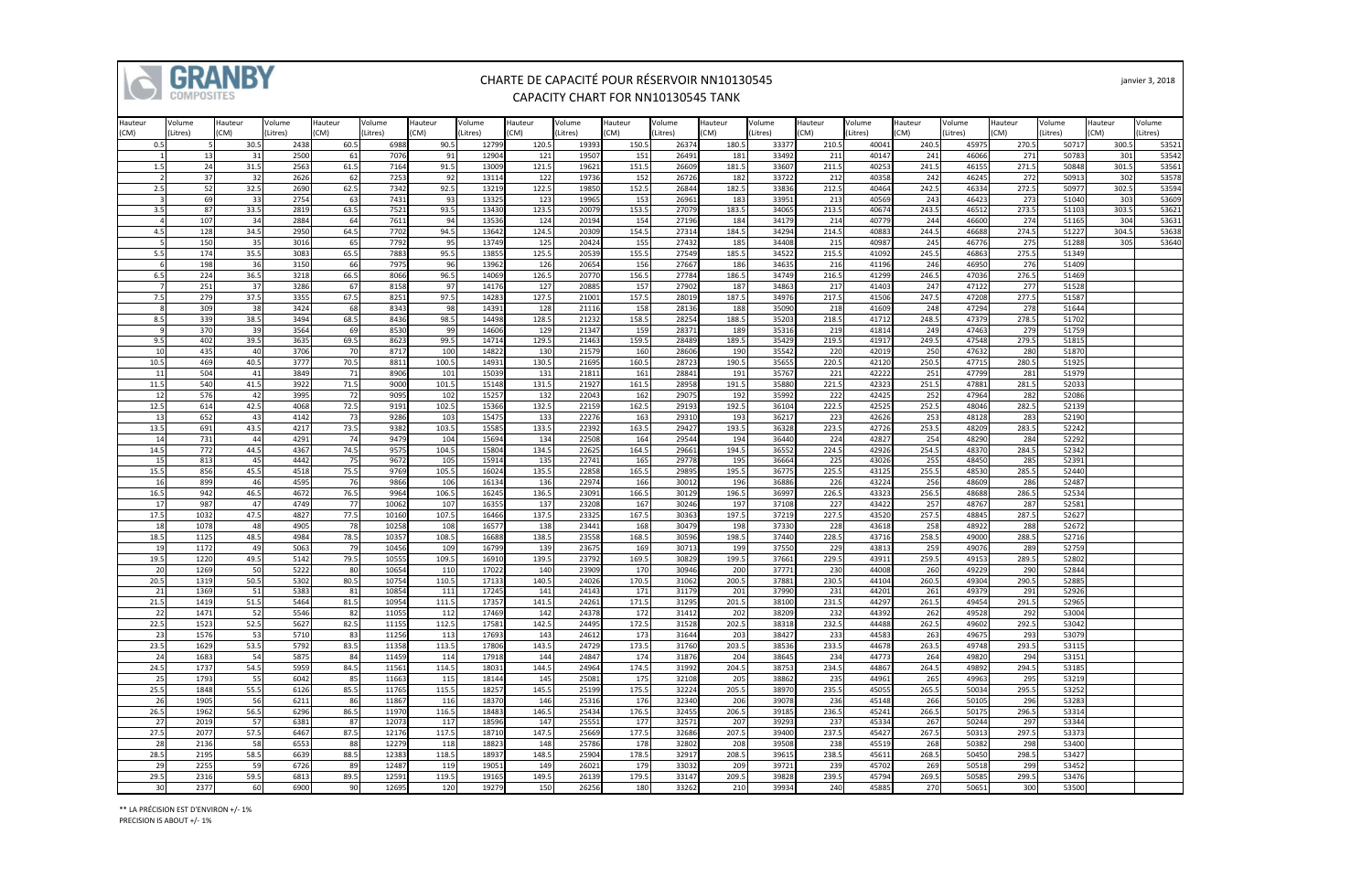GRANBY COMPOSITES

# CHARTE DE CAPACITÉ POUR RÉSERVOIR NN10130545
## CAPACITY CHART FOR NN10130545 TANK

janvier 3, 2018

| Hauteur (CM) | Volume (Litres) | Hauteur (CM) | Volume (Litres) | Hauteur (CM) | Volume (Litres) | Hauteur (CM) | Volume (Litres) | Hauteur (CM) | Volume (Litres) | Hauteur (CM) | Volume (Litres) | Hauteur (CM) | Volume (Litres) | Hauteur (CM) | Volume (Litres) | Hauteur (CM) | Volume (Litres) | Hauteur (CM) | Volume (Litres) | Hauteur (CM) | Volume (Litres) |
|---|---|---|---|---|---|---|---|---|---|---|---|---|---|---|---|---|---|---|---|---|---|
| 0.5 | 5 | 30.5 | 2438 | 60.5 | 6988 | 90.5 | 12799 | 120.5 | 19393 | 150.5 | 26374 | 180.5 | 33377 | 210.5 | 40041 | 240.5 | 45975 | 270.5 | 50717 | 300.5 | 53521 |
| 1 | 13 | 31 | 2500 | 61 | 7076 | 91 | 12904 | 121 | 19507 | 151 | 26491 | 181 | 33492 | 211 | 40147 | 241 | 46066 | 271 | 50783 | 301 | 53542 |
| 1.5 | 24 | 31.5 | 2563 | 61.5 | 7164 | 91.5 | 13009 | 121.5 | 19621 | 151.5 | 26609 | 181.5 | 33607 | 211.5 | 40253 | 241.5 | 46155 | 271.5 | 50848 | 301.5 | 53561 |
| 2 | 37 | 32 | 2626 | 62 | 7253 | 92 | 13114 | 122 | 19736 | 152 | 26726 | 182 | 33722 | 212 | 40358 | 242 | 46245 | 272 | 50913 | 302 | 53578 |
| 2.5 | 52 | 32.5 | 2690 | 62.5 | 7342 | 92.5 | 13219 | 122.5 | 19850 | 152.5 | 26844 | 182.5 | 33836 | 212.5 | 40464 | 242.5 | 46334 | 272.5 | 50977 | 302.5 | 53594 |
| 3 | 69 | 33 | 2754 | 63 | 7431 | 93 | 13325 | 123 | 19965 | 153 | 26961 | 183 | 33951 | 213 | 40569 | 243 | 46423 | 273 | 51040 | 303 | 53609 |
| 3.5 | 87 | 33.5 | 2819 | 63.5 | 7521 | 93.5 | 13430 | 123.5 | 20079 | 153.5 | 27079 | 183.5 | 34065 | 213.5 | 40674 | 243.5 | 46512 | 273.5 | 51103 | 303.5 | 53621 |
| 4 | 107 | 34 | 2884 | 64 | 7611 | 94 | 13536 | 124 | 20194 | 154 | 27196 | 184 | 34179 | 214 | 40779 | 244 | 46600 | 274 | 51165 | 304 | 53631 |
| 4.5 | 128 | 34.5 | 2950 | 64.5 | 7702 | 94.5 | 13642 | 124.5 | 20309 | 154.5 | 27314 | 184.5 | 34294 | 214.5 | 40883 | 244.5 | 46688 | 274.5 | 51227 | 304.5 | 53638 |
| 5 | 150 | 35 | 3016 | 65 | 7792 | 95 | 13749 | 125 | 20424 | 155 | 27432 | 185 | 34408 | 215 | 40987 | 245 | 46776 | 275 | 51288 | 305 | 53640 |
| 5.5 | 174 | 35.5 | 3083 | 65.5 | 7883 | 95.5 | 13855 | 125.5 | 20539 | 155.5 | 27549 | 185.5 | 34522 | 215.5 | 41092 | 245.5 | 46863 | 275.5 | 51349 | | |
| 6 | 198 | 36 | 3150 | 66 | 7975 | 96 | 13962 | 126 | 20654 | 156 | 27667 | 186 | 34635 | 216 | 41196 | 246 | 46950 | 276 | 51409 | | |
| 6.5 | 224 | 36.5 | 3218 | 66.5 | 8066 | 96.5 | 14069 | 126.5 | 20770 | 156.5 | 27784 | 186.5 | 34749 | 216.5 | 41299 | 246.5 | 47036 | 276.5 | 51469 | | |
| 7 | 251 | 37 | 3286 | 67 | 8158 | 97 | 14176 | 127 | 20885 | 157 | 27902 | 187 | 34863 | 217 | 41403 | 247 | 47122 | 277 | 51528 | | |
| 7.5 | 279 | 37.5 | 3355 | 67.5 | 8251 | 97.5 | 14283 | 127.5 | 21001 | 157.5 | 28019 | 187.5 | 34976 | 217.5 | 41506 | 247.5 | 47208 | 277.5 | 51587 | | |
| 8 | 309 | 38 | 3424 | 68 | 8343 | 98 | 14391 | 128 | 21116 | 158 | 28136 | 188 | 35090 | 218 | 41609 | 248 | 47294 | 278 | 51644 | | |
| 8.5 | 339 | 38.5 | 3494 | 68.5 | 8436 | 98.5 | 14498 | 128.5 | 21232 | 158.5 | 28254 | 188.5 | 35203 | 218.5 | 41712 | 248.5 | 47379 | 278.5 | 51702 | | |
| 9 | 370 | 39 | 3564 | 69 | 8530 | 99 | 14606 | 129 | 21347 | 159 | 28371 | 189 | 35316 | 219 | 41814 | 249 | 47463 | 279 | 51759 | | |
| 9.5 | 402 | 39.5 | 3635 | 69.5 | 8623 | 99.5 | 14714 | 129.5 | 21463 | 159.5 | 28489 | 189.5 | 35429 | 219.5 | 41917 | 249.5 | 47548 | 279.5 | 51815 | | |
| 10 | 435 | 40 | 3706 | 70 | 8717 | 100 | 14822 | 130 | 21579 | 160 | 28606 | 190 | 35542 | 220 | 42019 | 250 | 47632 | 280 | 51870 | | |
| 10.5 | 469 | 40.5 | 3777 | 70.5 | 8811 | 100.5 | 14931 | 130.5 | 21695 | 160.5 | 28723 | 190.5 | 35655 | 220.5 | 42120 | 250.5 | 47715 | 280.5 | 51925 | | |
| 11 | 504 | 41 | 3849 | 71 | 8906 | 101 | 15039 | 131 | 21811 | 161 | 28841 | 191 | 35767 | 221 | 42222 | 251 | 47799 | 281 | 51979 | | |
| 11.5 | 540 | 41.5 | 3922 | 71.5 | 9000 | 101.5 | 15148 | 131.5 | 21927 | 161.5 | 28958 | 191.5 | 35880 | 221.5 | 42323 | 251.5 | 47881 | 281.5 | 52033 | | |
| 12 | 576 | 42 | 3995 | 72 | 9095 | 102 | 15257 | 132 | 22043 | 162 | 29075 | 192 | 35992 | 222 | 42425 | 252 | 47964 | 282 | 52086 | | |
| 12.5 | 614 | 42.5 | 4068 | 72.5 | 9191 | 102.5 | 15366 | 132.5 | 22159 | 162.5 | 29193 | 192.5 | 36104 | 222.5 | 42525 | 252.5 | 48046 | 282.5 | 52139 | | |
| 13 | 652 | 43 | 4142 | 73 | 9286 | 103 | 15475 | 133 | 22276 | 163 | 29310 | 193 | 36217 | 223 | 42626 | 253 | 48128 | 283 | 52190 | | |
| 13.5 | 691 | 43.5 | 4217 | 73.5 | 9382 | 103.5 | 15585 | 133.5 | 22392 | 163.5 | 29427 | 193.5 | 36328 | 223.5 | 42726 | 253.5 | 48209 | 283.5 | 52242 | | |
| 14 | 731 | 44 | 4291 | 74 | 9479 | 104 | 15694 | 134 | 22508 | 164 | 29544 | 194 | 36440 | 224 | 42827 | 254 | 48290 | 284 | 52292 | | |
| 14.5 | 772 | 44.5 | 4367 | 74.5 | 9575 | 104.5 | 15804 | 134.5 | 22625 | 164.5 | 29661 | 194.5 | 36552 | 224.5 | 42926 | 254.5 | 48370 | 284.5 | 52342 | | |
| 15 | 813 | 45 | 4442 | 75 | 9672 | 105 | 15914 | 135 | 22741 | 165 | 29778 | 195 | 36664 | 225 | 43026 | 255 | 48450 | 285 | 52391 | | |
| 15.5 | 856 | 45.5 | 4518 | 75.5 | 9769 | 105.5 | 16024 | 135.5 | 22858 | 165.5 | 29895 | 195.5 | 36775 | 225.5 | 43125 | 255.5 | 48530 | 285.5 | 52440 | | |
| 16 | 899 | 46 | 4595 | 76 | 9866 | 106 | 16134 | 136 | 22974 | 166 | 30012 | 196 | 36886 | 226 | 43224 | 256 | 48609 | 286 | 52487 | | |
| 16.5 | 942 | 46.5 | 4672 | 76.5 | 9964 | 106.5 | 16245 | 136.5 | 23091 | 166.5 | 30129 | 196.5 | 36997 | 226.5 | 43323 | 256.5 | 48688 | 286.5 | 52534 | | |
| 17 | 987 | 47 | 4749 | 77 | 10062 | 107 | 16355 | 137 | 23208 | 167 | 30246 | 197 | 37108 | 227 | 43422 | 257 | 48767 | 287 | 52581 | | |
| 17.5 | 1032 | 47.5 | 4827 | 77.5 | 10160 | 107.5 | 16466 | 137.5 | 23325 | 167.5 | 30363 | 197.5 | 37219 | 227.5 | 43520 | 257.5 | 48845 | 287.5 | 52627 | | |
| 18 | 1078 | 48 | 4905 | 78 | 10258 | 108 | 16577 | 138 | 23441 | 168 | 30479 | 198 | 37330 | 228 | 43618 | 258 | 48922 | 288 | 52672 | | |
| 18.5 | 1125 | 48.5 | 4984 | 78.5 | 10357 | 108.5 | 16688 | 138.5 | 23558 | 168.5 | 30596 | 198.5 | 37440 | 228.5 | 43716 | 258.5 | 49000 | 288.5 | 52716 | | |
| 19 | 1172 | 49 | 5063 | 79 | 10456 | 109 | 16799 | 139 | 23675 | 169 | 30713 | 199 | 37550 | 229 | 43813 | 259 | 49076 | 289 | 52759 | | |
| 19.5 | 1220 | 49.5 | 5142 | 79.5 | 10555 | 109.5 | 16910 | 139.5 | 23792 | 169.5 | 30829 | 199.5 | 37661 | 229.5 | 43911 | 259.5 | 49153 | 289.5 | 52802 | | |
| 20 | 1269 | 50 | 5222 | 80 | 10654 | 110 | 17022 | 140 | 23909 | 170 | 30946 | 200 | 37771 | 230 | 44008 | 260 | 49229 | 290 | 52844 | | |
| 20.5 | 1319 | 50.5 | 5302 | 80.5 | 10754 | 110.5 | 17133 | 140.5 | 24026 | 170.5 | 31062 | 200.5 | 37881 | 230.5 | 44104 | 260.5 | 49304 | 290.5 | 52885 | | |
| 21 | 1369 | 51 | 5383 | 81 | 10854 | 111 | 17245 | 141 | 24143 | 171 | 31179 | 201 | 37990 | 231 | 44201 | 261 | 49379 | 291 | 52926 | | |
| 21.5 | 1419 | 51.5 | 5464 | 81.5 | 10954 | 111.5 | 17357 | 141.5 | 24261 | 171.5 | 31295 | 201.5 | 38100 | 231.5 | 44297 | 261.5 | 49454 | 291.5 | 52965 | | |
| 22 | 1471 | 52 | 5546 | 82 | 11055 | 112 | 17469 | 142 | 24378 | 172 | 31412 | 202 | 38209 | 232 | 44392 | 262 | 49528 | 292 | 53004 | | |
| 22.5 | 1523 | 52.5 | 5627 | 82.5 | 11155 | 112.5 | 17581 | 142.5 | 24495 | 172.5 | 31528 | 202.5 | 38318 | 232.5 | 44488 | 262.5 | 49602 | 292.5 | 53042 | | |
| 23 | 1576 | 53 | 5710 | 83 | 11256 | 113 | 17693 | 143 | 24612 | 173 | 31644 | 203 | 38427 | 233 | 44583 | 263 | 49675 | 293 | 53079 | | |
| 23.5 | 1629 | 53.5 | 5792 | 83.5 | 11358 | 113.5 | 17806 | 143.5 | 24729 | 173.5 | 31760 | 203.5 | 38536 | 233.5 | 44678 | 263.5 | 49748 | 293.5 | 53115 | | |
| 24 | 1683 | 54 | 5875 | 84 | 11459 | 114 | 17918 | 144 | 24847 | 174 | 31876 | 204 | 38645 | 234 | 44773 | 264 | 49820 | 294 | 53151 | | |
| 24.5 | 1737 | 54.5 | 5959 | 84.5 | 11561 | 114.5 | 18031 | 144.5 | 24964 | 174.5 | 31992 | 204.5 | 38753 | 234.5 | 44867 | 264.5 | 49892 | 294.5 | 53185 | | |
| 25 | 1793 | 55 | 6042 | 85 | 11663 | 115 | 18144 | 145 | 25081 | 175 | 32108 | 205 | 38862 | 235 | 44961 | 265 | 49963 | 295 | 53219 | | |
| 25.5 | 1848 | 55.5 | 6126 | 85.5 | 11765 | 115.5 | 18257 | 145.5 | 25199 | 175.5 | 32224 | 205.5 | 38970 | 235.5 | 45055 | 265.5 | 50034 | 295.5 | 53252 | | |
| 26 | 1905 | 56 | 6211 | 86 | 11867 | 116 | 18370 | 146 | 25316 | 176 | 32340 | 206 | 39078 | 236 | 45148 | 266 | 50105 | 296 | 53283 | | |
| 26.5 | 1962 | 56.5 | 6296 | 86.5 | 11970 | 116.5 | 18483 | 146.5 | 25434 | 176.5 | 32455 | 206.5 | 39185 | 236.5 | 45241 | 266.5 | 50175 | 296.5 | 53314 | | |
| 27 | 2019 | 57 | 6381 | 87 | 12073 | 117 | 18596 | 147 | 25551 | 177 | 32571 | 207 | 39293 | 237 | 45334 | 267 | 50244 | 297 | 53344 | | |
| 27.5 | 2077 | 57.5 | 6467 | 87.5 | 12176 | 117.5 | 18710 | 147.5 | 25669 | 177.5 | 32686 | 207.5 | 39400 | 237.5 | 45427 | 267.5 | 50313 | 297.5 | 53373 | | |
| 28 | 2136 | 58 | 6553 | 88 | 12279 | 118 | 18823 | 148 | 25786 | 178 | 32802 | 208 | 39508 | 238 | 45519 | 268 | 50382 | 298 | 53400 | | |
| 28.5 | 2195 | 58.5 | 6639 | 88.5 | 12383 | 118.5 | 18937 | 148.5 | 25904 | 178.5 | 32917 | 208.5 | 39615 | 238.5 | 45611 | 268.5 | 50450 | 298.5 | 53427 | | |
| 29 | 2255 | 59 | 6726 | 89 | 12487 | 119 | 19051 | 149 | 26021 | 179 | 33032 | 209 | 39721 | 239 | 45702 | 269 | 50518 | 299 | 53452 | | |
| 29.5 | 2316 | 59.5 | 6813 | 89.5 | 12591 | 119.5 | 19165 | 149.5 | 26139 | 179.5 | 33147 | 209.5 | 39828 | 239.5 | 45794 | 269.5 | 50585 | 299.5 | 53476 | | |
| 30 | 2377 | 60 | 6900 | 90 | 12695 | 120 | 19279 | 150 | 26256 | 180 | 33262 | 210 | 39934 | 240 | 45885 | 270 | 50651 | 300 | 53500 | | |

** LA PRÉCISION EST D'ENVIRON +/- 1%
PRECISION IS ABOUT +/- 1%